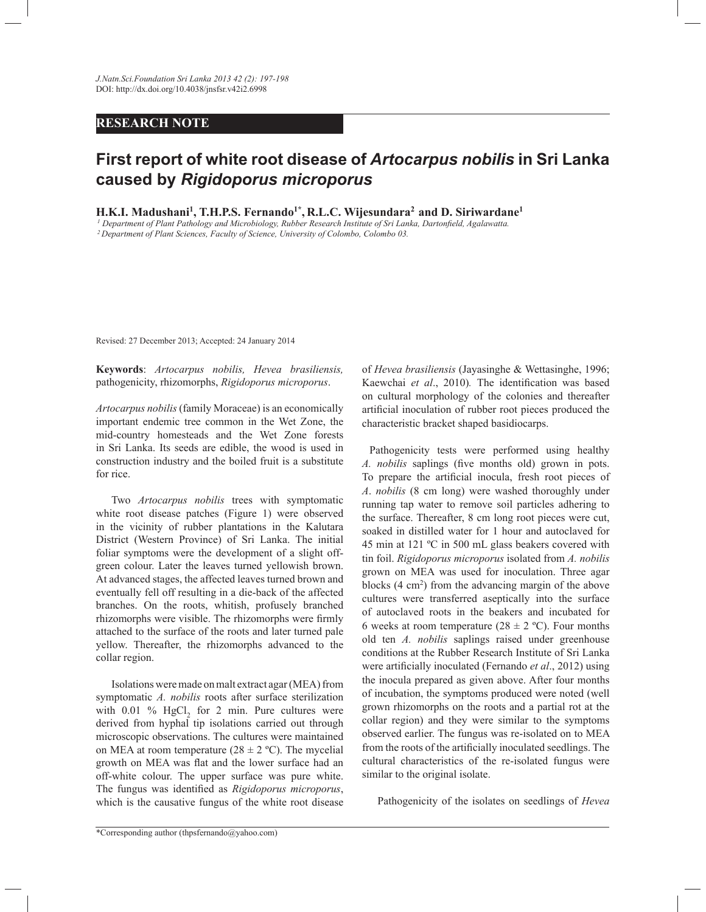RESEARCH NOTE

# First report of white root disease of *Artocarpus nobilis* in Sri Lanka caused by *Rigidoporus microporus*

**H.K.I. Madushani[1], T.H.P.S. Fernando[1*], R.L.C. Wijesundara[2] and D. Siriwardane[1]**

[1] Department of Plant Pathology and Microbiology, Rubber Research Institute of Sri Lanka, Dartonfield, Agalawatta.

[2] Department of Plant Sciences, Faculty of Science, University of Colombo, Colombo 03.

Revised: 27 December 2013; Accepted: 24 January 2014

**Keywords**: *Artocarpus nobilis, Hevea brasiliensis,* pathogenicity, rhizomorphs, *Rigidoporus microporus*.

*Artocarpus nobilis* (family Moraceae) is an economically important endemic tree common in the Wet Zone, the mid-country homesteads and the Wet Zone forests in Sri Lanka. Its seeds are edible, the wood is used in construction industry and the boiled fruit is a substitute for rice.

Two *Artocarpus nobilis* trees with symptomatic white root disease patches (Figure 1) were observed in the vicinity of rubber plantations in the Kalutara District (Western Province) of Sri Lanka. The initial foliar symptoms were the development of a slight off-green colour. Later the leaves turned yellowish brown. At advanced stages, the affected leaves turned brown and eventually fell off resulting in a die-back of the affected branches. On the roots, whitish, profusely branched rhizomorphs were visible. The rhizomorphs were firmly attached to the surface of the roots and later turned pale yellow. Thereafter, the rhizomorphs advanced to the collar region.

Isolations were made on malt extract agar (MEA) from symptomatic *A. nobilis* roots after surface sterilization with 0.01 % $HgCl_2$ for 2 min. Pure cultures were derived from hyphal tip isolations carried out through microscopic observations. The cultures were maintained on MEA at room temperature (28 ± 2 ºC). The mycelial growth on MEA was flat and the lower surface had an off-white colour. The upper surface was pure white. The fungus was identified as *Rigidoporus microporus*, which is the causative fungus of the white root disease of *Hevea brasiliensis* (Jayasinghe & Wettasinghe, 1996; Kaewchai *et al*., 2010). The identification was based on cultural morphology of the colonies and thereafter artificial inoculation of rubber root pieces produced the characteristic bracket shaped basidiocarps.

Pathogenicity tests were performed using healthy *A. nobilis* saplings (five months old) grown in pots. To prepare the artificial inocula, fresh root pieces of *A. nobilis* (8 cm long) were washed thoroughly under running tap water to remove soil particles adhering to the surface. Thereafter, 8 cm long root pieces were cut, soaked in distilled water for 1 hour and autoclaved for 45 min at 121 ºC in 500 mL glass beakers covered with tin foil. *Rigidoporus microporus* isolated from *A. nobilis* grown on MEA was used for inoculation. Three agar blocks (4 $cm^2$) from the advancing margin of the above cultures were transferred aseptically into the surface of autoclaved roots in the beakers and incubated for 6 weeks at room temperature (28 ± 2 ºC). Four months old ten *A. nobilis* saplings raised under greenhouse conditions at the Rubber Research Institute of Sri Lanka were artificially inoculated (Fernando *et al*., 2012) using the inocula prepared as given above. After four months of incubation, the symptoms produced were noted (well grown rhizomorphs on the roots and a partial rot at the collar region) and they were similar to the symptoms observed earlier. The fungus was re-isolated on to MEA from the roots of the artificially inoculated seedlings. The cultural characteristics of the re-isolated fungus were similar to the original isolate.

Pathogenicity of the isolates on seedlings of *Hevea*

*Corresponding author (thpsfernando@yahoo.com)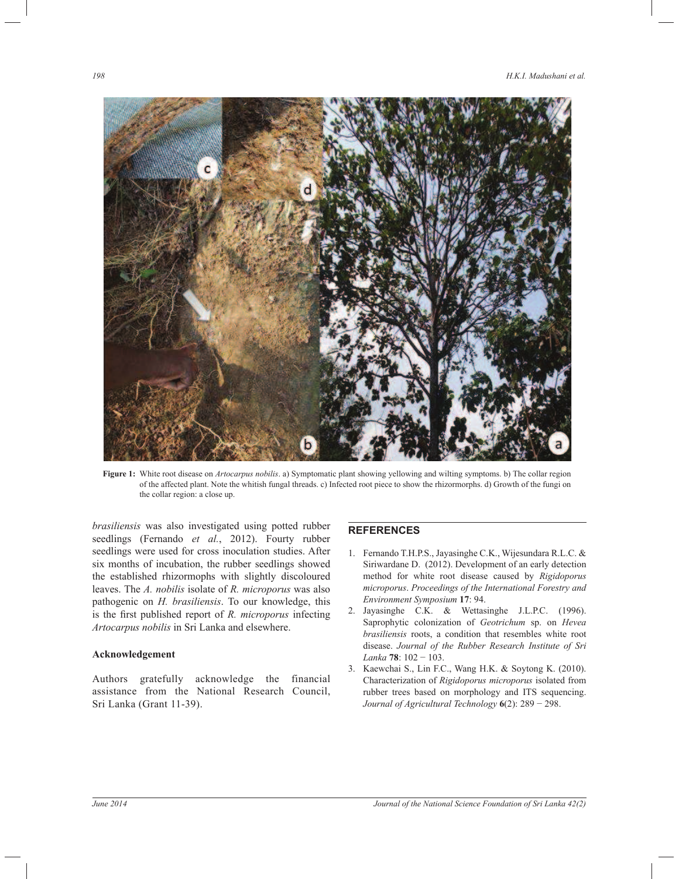Figure 1: White root disease on *Artocarpus nobilis*. a) Symptomatic plant showing yellowing and wilting symptoms. b) The collar region of the affected plant. Note the whitish fungal threads. c) Infected root piece to show the rhizormorphs. d) Growth of the fungi on the collar region: a close up.

*brasiliensis* was also investigated using potted rubber seedlings (Fernando *et al.*, 2012). Fourty rubber seedlings were used for cross inoculation studies. After six months of incubation, the rubber seedlings showed the established rhizormophs with slightly discoloured leaves. The *A. nobilis* isolate of *R. microporus* was also pathogenic on *H. brasiliensis*. To our knowledge, this is the first published report of *R. microporus* infecting *Artocarpus nobilis* in Sri Lanka and elsewhere.

### Acknowledgement

Authors gratefully acknowledge the financial assistance from the National Research Council, Sri Lanka (Grant 11-39).

## REFERENCES

1. Fernando T.H.P.S., Jayasinghe C.K., Wijesundara R.L.C. & Siriwardane D. (2012). Development of an early detection method for white root disease caused by *Rigidoporus microporus*. *Proceedings of the International Forestry and Environment Symposium* **17**: 94.
2. Jayasinghe C.K. & Wettasinghe J.L.P.C. (1996). Saprophytic colonization of *Geotrichum* sp. on *Hevea brasiliensis* roots, a condition that resembles white root disease. *Journal of the Rubber Research Institute of Sri Lanka* **78**: 102 − 103.
3. Kaewchai S., Lin F.C., Wang H.K. & Soytong K. (2010). Characterization of *Rigidoporus microporus* isolated from rubber trees based on morphology and ITS sequencing. *Journal of Agricultural Technology* **6**(2): 289 − 298.